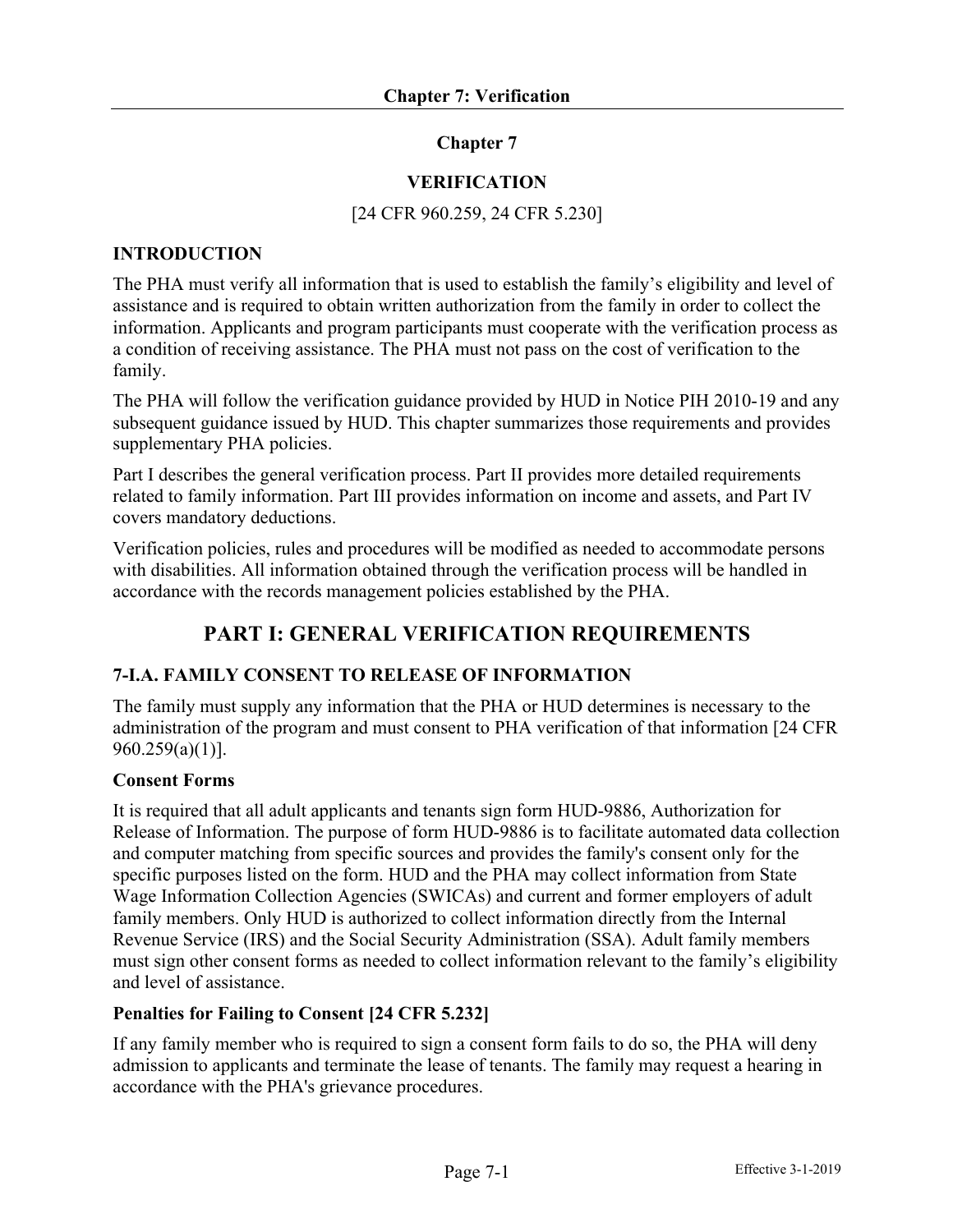# Chapter 7

## VERIFICATION

[24 CFR 960.259, 24 CFR 5.230]

### INTRODUCTION

The PHA must verify all information that is used to establish the family's eligibility and level of assistance and is required to obtain written authorization from the family in order to collect the information. Applicants and program participants must cooperate with the verification process as a condition of receiving assistance. The PHA must not pass on the cost of verification to the family.

The PHA will follow the verification guidance provided by HUD in Notice PIH 2010-19 and any subsequent guidance issued by HUD. This chapter summarizes those requirements and provides supplementary PHA policies.

Part I describes the general verification process. Part II provides more detailed requirements related to family information. Part III provides information on income and assets, and Part IV covers mandatory deductions.

Verification policies, rules and procedures will be modified as needed to accommodate persons with disabilities. All information obtained through the verification process will be handled in accordance with the records management policies established by the PHA.

## PART I: GENERAL VERIFICATION REQUIREMENTS

### 7-I.A. FAMILY CONSENT TO RELEASE OF INFORMATION

The family must supply any information that the PHA or HUD determines is necessary to the administration of the program and must consent to PHA verification of that information [24 CFR 960.259(a)(1)].

**Consent Forms**

It is required that all adult applicants and tenants sign form HUD-9886, Authorization for Release of Information. The purpose of form HUD-9886 is to facilitate automated data collection and computer matching from specific sources and provides the family's consent only for the specific purposes listed on the form. HUD and the PHA may collect information from State Wage Information Collection Agencies (SWICAs) and current and former employers of adult family members. Only HUD is authorized to collect information directly from the Internal Revenue Service (IRS) and the Social Security Administration (SSA). Adult family members must sign other consent forms as needed to collect information relevant to the family's eligibility and level of assistance.

**Penalties for Failing to Consent [24 CFR 5.232]**

If any family member who is required to sign a consent form fails to do so, the PHA will deny admission to applicants and terminate the lease of tenants. The family may request a hearing in accordance with the PHA's grievance procedures.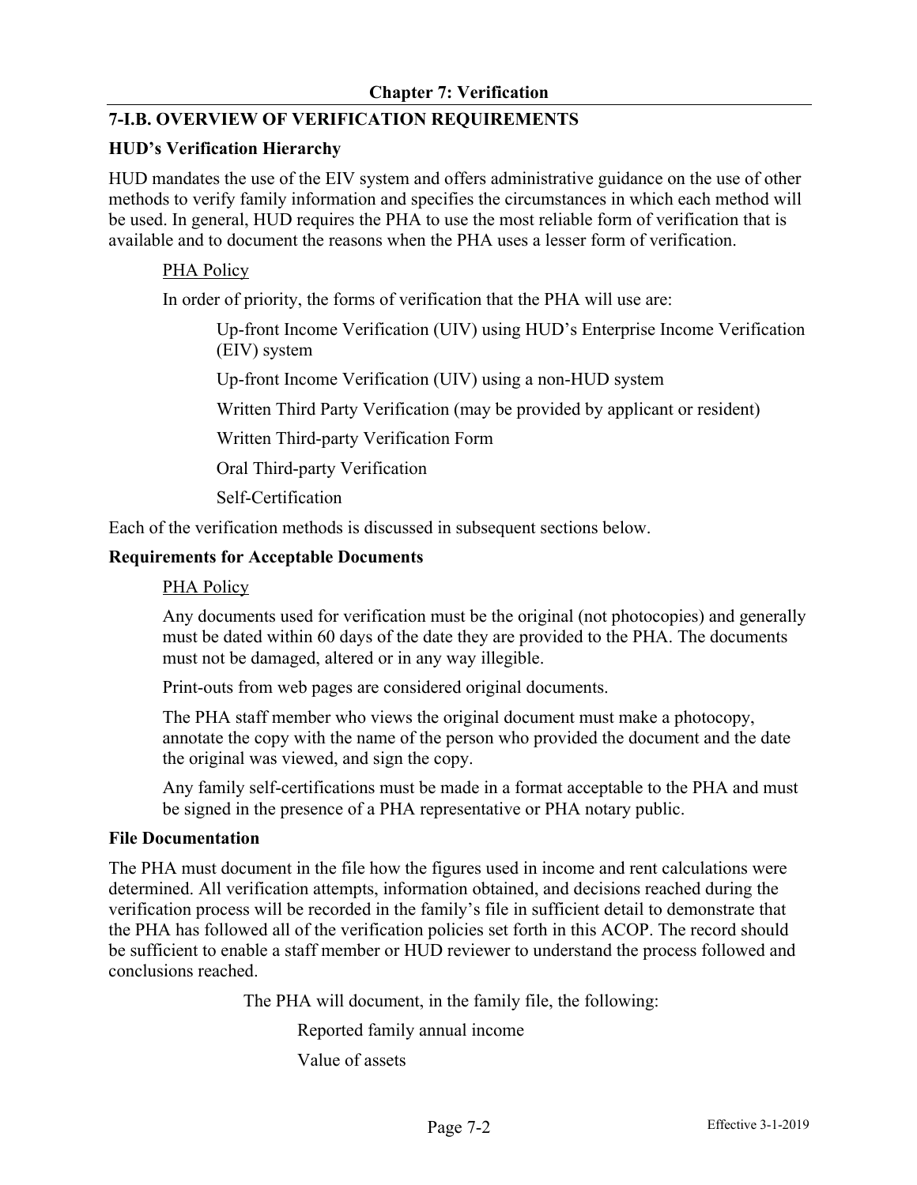## 7-I.B. OVERVIEW OF VERIFICATION REQUIREMENTS

### HUD's Verification Hierarchy

HUD mandates the use of the EIV system and offers administrative guidance on the use of other methods to verify family information and specifies the circumstances in which each method will be used. In general, HUD requires the PHA to use the most reliable form of verification that is available and to document the reasons when the PHA uses a lesser form of verification.

<u>PHA Policy</u>

In order of priority, the forms of verification that the PHA will use are:

Up-front Income Verification (UIV) using HUD's Enterprise Income Verification (EIV) system

Up-front Income Verification (UIV) using a non-HUD system

Written Third Party Verification (may be provided by applicant or resident)

Written Third-party Verification Form

Oral Third-party Verification

Self-Certification

Each of the verification methods is discussed in subsequent sections below.

### Requirements for Acceptable Documents

<u>PHA Policy</u>

Any documents used for verification must be the original (not photocopies) and generally must be dated within 60 days of the date they are provided to the PHA. The documents must not be damaged, altered or in any way illegible.

Print-outs from web pages are considered original documents.

The PHA staff member who views the original document must make a photocopy, annotate the copy with the name of the person who provided the document and the date the original was viewed, and sign the copy.

Any family self-certifications must be made in a format acceptable to the PHA and must be signed in the presence of a PHA representative or PHA notary public.

### File Documentation

The PHA must document in the file how the figures used in income and rent calculations were determined. All verification attempts, information obtained, and decisions reached during the verification process will be recorded in the family's file in sufficient detail to demonstrate that the PHA has followed all of the verification policies set forth in this ACOP. The record should be sufficient to enable a staff member or HUD reviewer to understand the process followed and conclusions reached.

The PHA will document, in the family file, the following:

Reported family annual income

Value of assets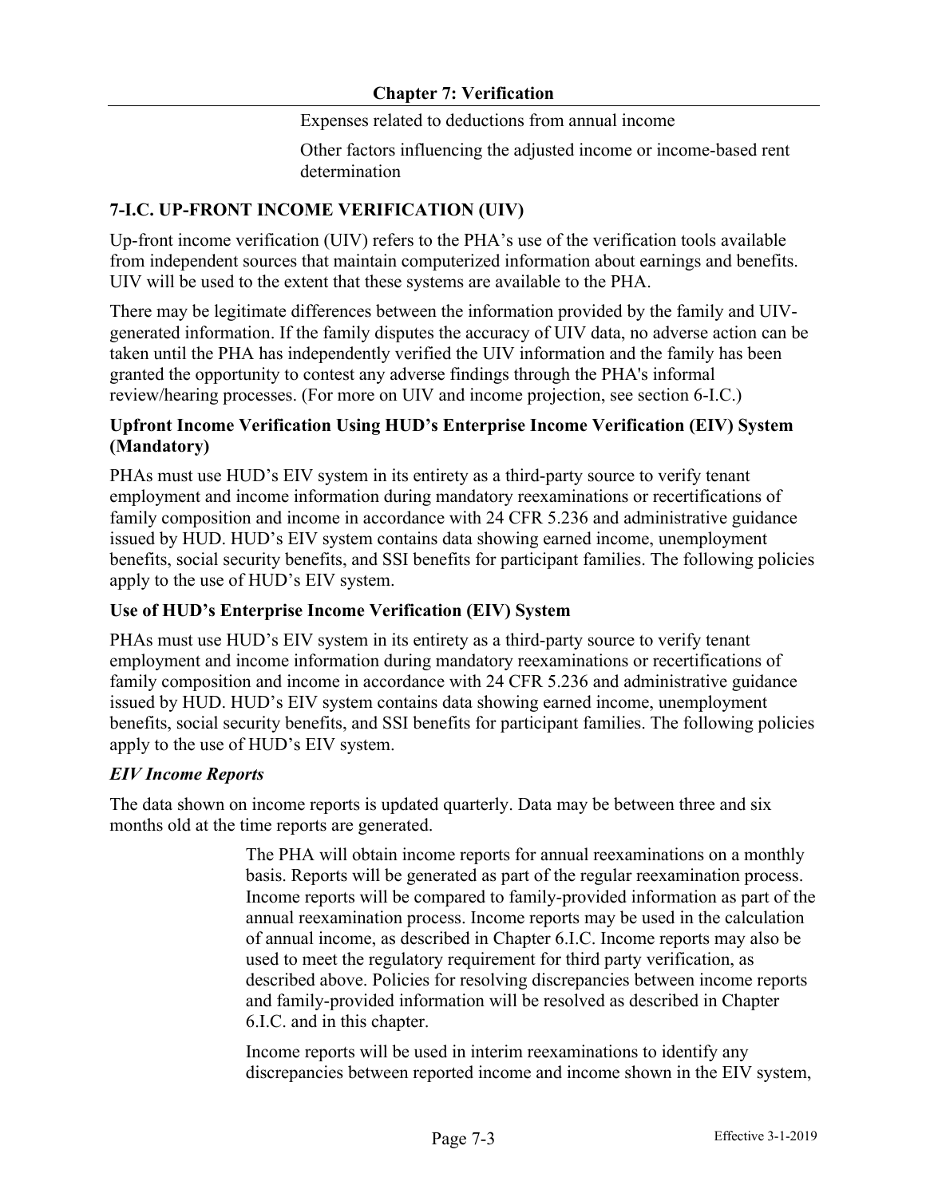Expenses related to deductions from annual income

Other factors influencing the adjusted income or income-based rent determination

## 7-I.C. UP-FRONT INCOME VERIFICATION (UIV)

Up-front income verification (UIV) refers to the PHA's use of the verification tools available from independent sources that maintain computerized information about earnings and benefits. UIV will be used to the extent that these systems are available to the PHA.

There may be legitimate differences between the information provided by the family and UIV-generated information. If the family disputes the accuracy of UIV data, no adverse action can be taken until the PHA has independently verified the UIV information and the family has been granted the opportunity to contest any adverse findings through the PHA's informal review/hearing processes. (For more on UIV and income projection, see section 6-I.C.)

### Upfront Income Verification Using HUD's Enterprise Income Verification (EIV) System (Mandatory)

PHAs must use HUD's EIV system in its entirety as a third-party source to verify tenant employment and income information during mandatory reexaminations or recertifications of family composition and income in accordance with 24 CFR 5.236 and administrative guidance issued by HUD. HUD's EIV system contains data showing earned income, unemployment benefits, social security benefits, and SSI benefits for participant families. The following policies apply to the use of HUD's EIV system.

### Use of HUD's Enterprise Income Verification (EIV) System

PHAs must use HUD's EIV system in its entirety as a third-party source to verify tenant employment and income information during mandatory reexaminations or recertifications of family composition and income in accordance with 24 CFR 5.236 and administrative guidance issued by HUD. HUD's EIV system contains data showing earned income, unemployment benefits, social security benefits, and SSI benefits for participant families. The following policies apply to the use of HUD's EIV system.

#### *EIV Income Reports*

The data shown on income reports is updated quarterly. Data may be between three and six months old at the time reports are generated.

The PHA will obtain income reports for annual reexaminations on a monthly basis. Reports will be generated as part of the regular reexamination process. Income reports will be compared to family-provided information as part of the annual reexamination process. Income reports may be used in the calculation of annual income, as described in Chapter 6.I.C. Income reports may also be used to meet the regulatory requirement for third party verification, as described above. Policies for resolving discrepancies between income reports and family-provided information will be resolved as described in Chapter 6.I.C. and in this chapter.

Income reports will be used in interim reexaminations to identify any discrepancies between reported income and income shown in the EIV system,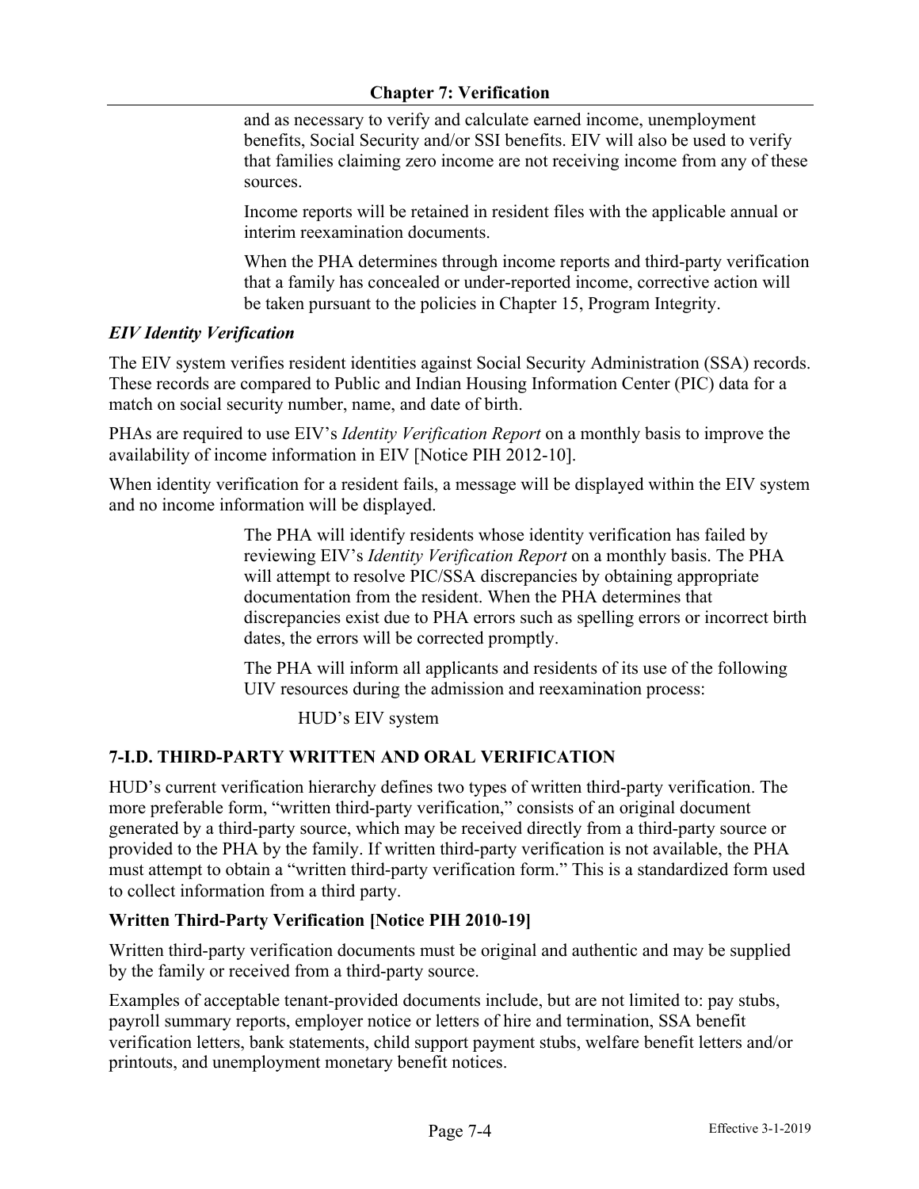and as necessary to verify and calculate earned income, unemployment benefits, Social Security and/or SSI benefits. EIV will also be used to verify that families claiming zero income are not receiving income from any of these sources.

Income reports will be retained in resident files with the applicable annual or interim reexamination documents.

When the PHA determines through income reports and third-party verification that a family has concealed or under-reported income, corrective action will be taken pursuant to the policies in Chapter 15, Program Integrity.

***EIV Identity Verification***

The EIV system verifies resident identities against Social Security Administration (SSA) records. These records are compared to Public and Indian Housing Information Center (PIC) data for a match on social security number, name, and date of birth.

PHAs are required to use EIV's *Identity Verification Report* on a monthly basis to improve the availability of income information in EIV [Notice PIH 2012-10].

When identity verification for a resident fails, a message will be displayed within the EIV system and no income information will be displayed.

The PHA will identify residents whose identity verification has failed by reviewing EIV's *Identity Verification Report* on a monthly basis. The PHA will attempt to resolve PIC/SSA discrepancies by obtaining appropriate documentation from the resident. When the PHA determines that discrepancies exist due to PHA errors such as spelling errors or incorrect birth dates, the errors will be corrected promptly.

The PHA will inform all applicants and residents of its use of the following UIV resources during the admission and reexamination process:

HUD's EIV system

## 7-I.D. THIRD-PARTY WRITTEN AND ORAL VERIFICATION

HUD's current verification hierarchy defines two types of written third-party verification. The more preferable form, "written third-party verification," consists of an original document generated by a third-party source, which may be received directly from a third-party source or provided to the PHA by the family. If written third-party verification is not available, the PHA must attempt to obtain a "written third-party verification form." This is a standardized form used to collect information from a third party.

### Written Third-Party Verification [Notice PIH 2010-19]

Written third-party verification documents must be original and authentic and may be supplied by the family or received from a third-party source.

Examples of acceptable tenant-provided documents include, but are not limited to: pay stubs, payroll summary reports, employer notice or letters of hire and termination, SSA benefit verification letters, bank statements, child support payment stubs, welfare benefit letters and/or printouts, and unemployment monetary benefit notices.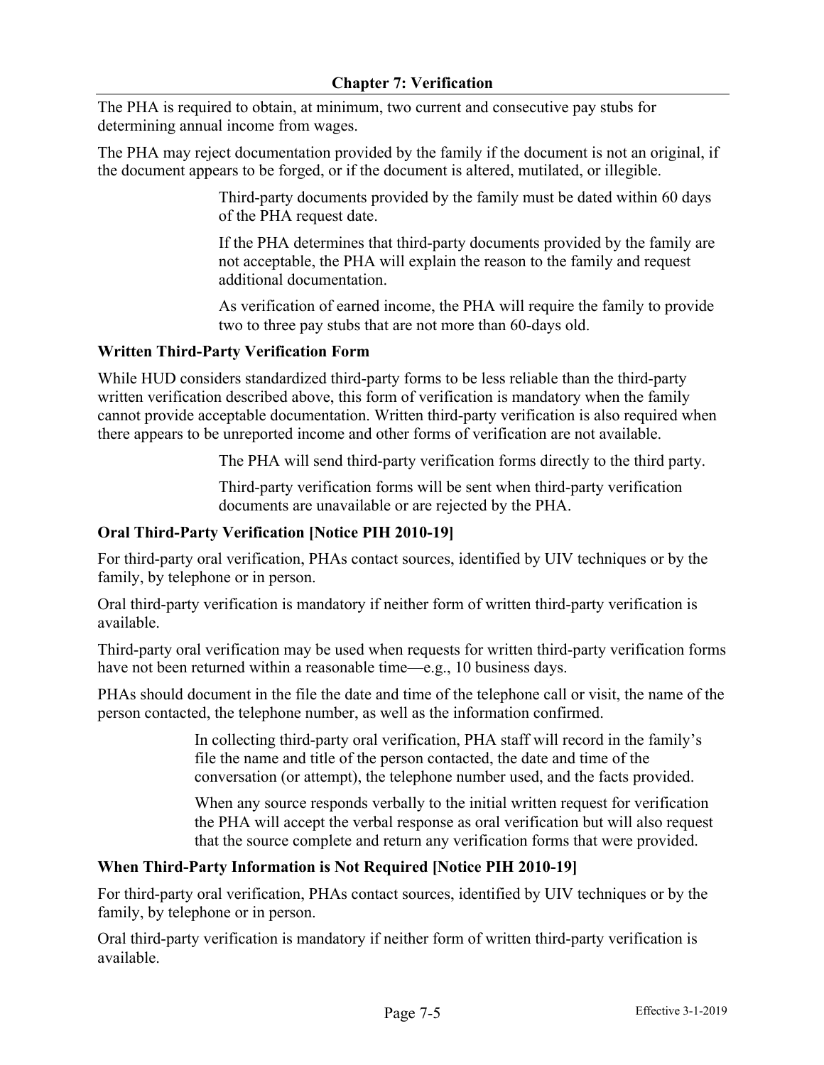The PHA is required to obtain, at minimum, two current and consecutive pay stubs for determining annual income from wages.

The PHA may reject documentation provided by the family if the document is not an original, if the document appears to be forged, or if the document is altered, mutilated, or illegible.

> Third-party documents provided by the family must be dated within 60 days of the PHA request date.
>
> If the PHA determines that third-party documents provided by the family are not acceptable, the PHA will explain the reason to the family and request additional documentation.
>
> As verification of earned income, the PHA will require the family to provide two to three pay stubs that are not more than 60-days old.

### Written Third-Party Verification Form

While HUD considers standardized third-party forms to be less reliable than the third-party written verification described above, this form of verification is mandatory when the family cannot provide acceptable documentation. Written third-party verification is also required when there appears to be unreported income and other forms of verification are not available.

> The PHA will send third-party verification forms directly to the third party.
>
> Third-party verification forms will be sent when third-party verification documents are unavailable or are rejected by the PHA.

### Oral Third-Party Verification [Notice PIH 2010-19]

For third-party oral verification, PHAs contact sources, identified by UIV techniques or by the family, by telephone or in person.

Oral third-party verification is mandatory if neither form of written third-party verification is available.

Third-party oral verification may be used when requests for written third-party verification forms have not been returned within a reasonable time—e.g., 10 business days.

PHAs should document in the file the date and time of the telephone call or visit, the name of the person contacted, the telephone number, as well as the information confirmed.

> In collecting third-party oral verification, PHA staff will record in the family's file the name and title of the person contacted, the date and time of the conversation (or attempt), the telephone number used, and the facts provided.
>
> When any source responds verbally to the initial written request for verification the PHA will accept the verbal response as oral verification but will also request that the source complete and return any verification forms that were provided.

### When Third-Party Information is Not Required [Notice PIH 2010-19]

For third-party oral verification, PHAs contact sources, identified by UIV techniques or by the family, by telephone or in person.

Oral third-party verification is mandatory if neither form of written third-party verification is available.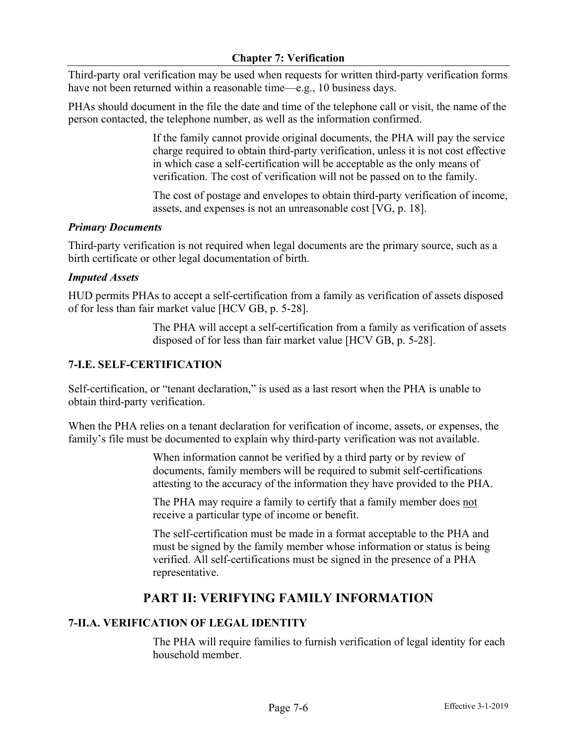Third-party oral verification may be used when requests for written third-party verification forms have not been returned within a reasonable time—e.g., 10 business days.

PHAs should document in the file the date and time of the telephone call or visit, the name of the person contacted, the telephone number, as well as the information confirmed.

> If the family cannot provide original documents, the PHA will pay the service charge required to obtain third-party verification, unless it is not cost effective in which case a self-certification will be acceptable as the only means of verification. The cost of verification will not be passed on to the family.
>
> The cost of postage and envelopes to obtain third-party verification of income, assets, and expenses is not an unreasonable cost [VG, p. 18].

### *Primary Documents*

Third-party verification is not required when legal documents are the primary source, such as a birth certificate or other legal documentation of birth.

### *Imputed Assets*

HUD permits PHAs to accept a self-certification from a family as verification of assets disposed of for less than fair market value [HCV GB, p. 5-28].

> The PHA will accept a self-certification from a family as verification of assets disposed of for less than fair market value [HCV GB, p. 5-28].

## 7-I.E. SELF-CERTIFICATION

Self-certification, or "tenant declaration," is used as a last resort when the PHA is unable to obtain third-party verification.

When the PHA relies on a tenant declaration for verification of income, assets, or expenses, the family's file must be documented to explain why third-party verification was not available.

> When information cannot be verified by a third party or by review of documents, family members will be required to submit self-certifications attesting to the accuracy of the information they have provided to the PHA.
>
> The PHA may require a family to certify that a family member does not receive a particular type of income or benefit.
>
> The self-certification must be made in a format acceptable to the PHA and must be signed by the family member whose information or status is being verified. All self-certifications must be signed in the presence of a PHA representative.

# PART II: VERIFYING FAMILY INFORMATION

## 7-II.A. VERIFICATION OF LEGAL IDENTITY

> The PHA will require families to furnish verification of legal identity for each household member.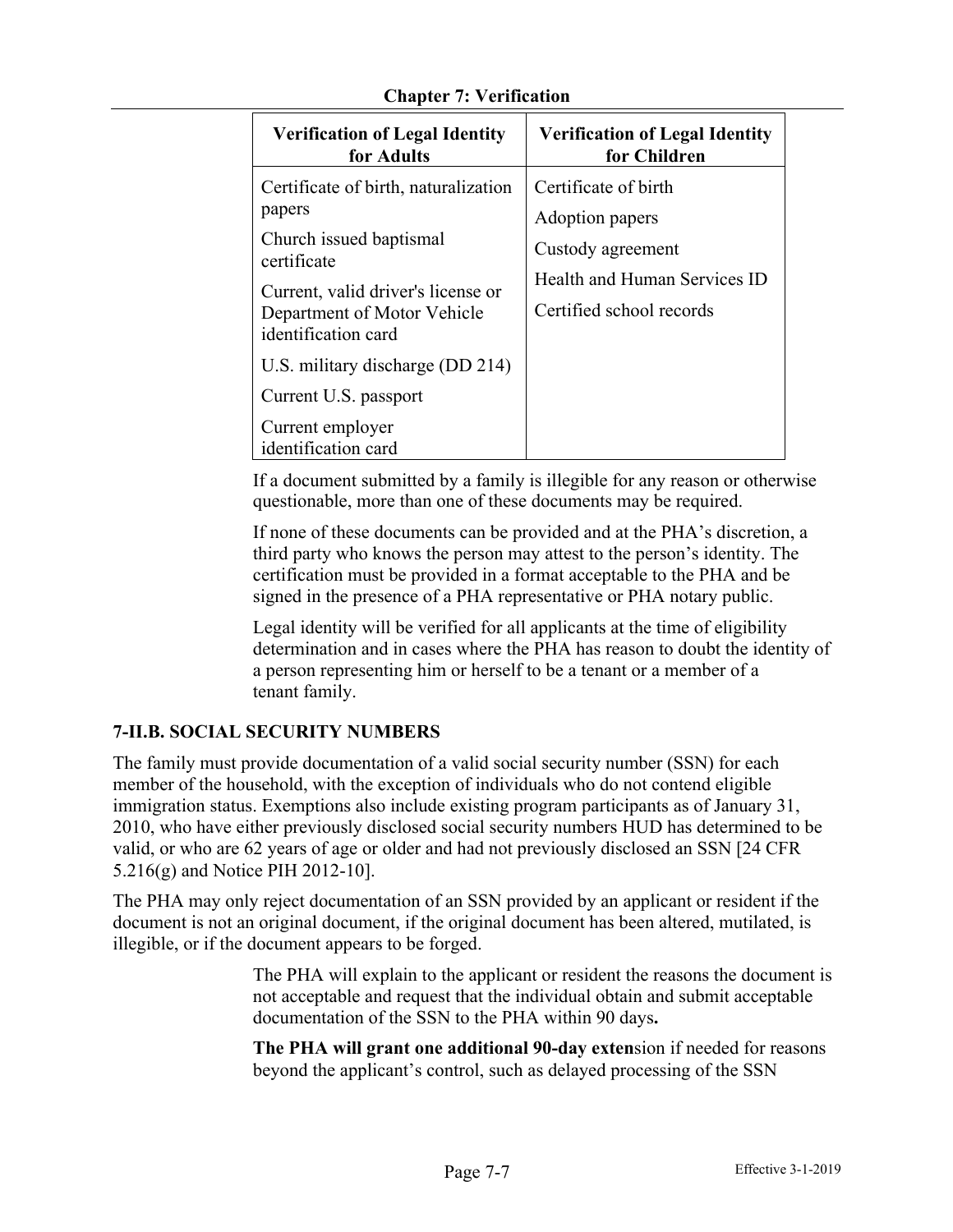| Verification of Legal Identity for Adults | Verification of Legal Identity for Children |
|---|---|
| Certificate of birth, naturalization papers<br>Church issued baptismal certificate<br>Current, valid driver's license or Department of Motor Vehicle identification card<br>U.S. military discharge (DD 214)<br>Current U.S. passport<br>Current employer identification card | Certificate of birth<br>Adoption papers<br>Custody agreement<br>Health and Human Services ID<br>Certified school records |

If a document submitted by a family is illegible for any reason or otherwise questionable, more than one of these documents may be required.

If none of these documents can be provided and at the PHA's discretion, a third party who knows the person may attest to the person's identity. The certification must be provided in a format acceptable to the PHA and be signed in the presence of a PHA representative or PHA notary public.

Legal identity will be verified for all applicants at the time of eligibility determination and in cases where the PHA has reason to doubt the identity of a person representing him or herself to be a tenant or a member of a tenant family.

### 7-II.B. SOCIAL SECURITY NUMBERS

The family must provide documentation of a valid social security number (SSN) for each member of the household, with the exception of individuals who do not contend eligible immigration status. Exemptions also include existing program participants as of January 31, 2010, who have either previously disclosed social security numbers HUD has determined to be valid, or who are 62 years of age or older and had not previously disclosed an SSN [24 CFR 5.216(g) and Notice PIH 2012-10].

The PHA may only reject documentation of an SSN provided by an applicant or resident if the document is not an original document, if the original document has altered, mutilated, is illegible, or if the document appears to be forged.

The PHA will explain to the applicant or resident the reasons the document is not acceptable and request that the individual obtain and submit acceptable documentation of the SSN to the PHA within 90 days**.**

**The PHA will grant one additional 90-day exten**sion if needed for reasons beyond the applicant's control, such as delayed processing of the SSN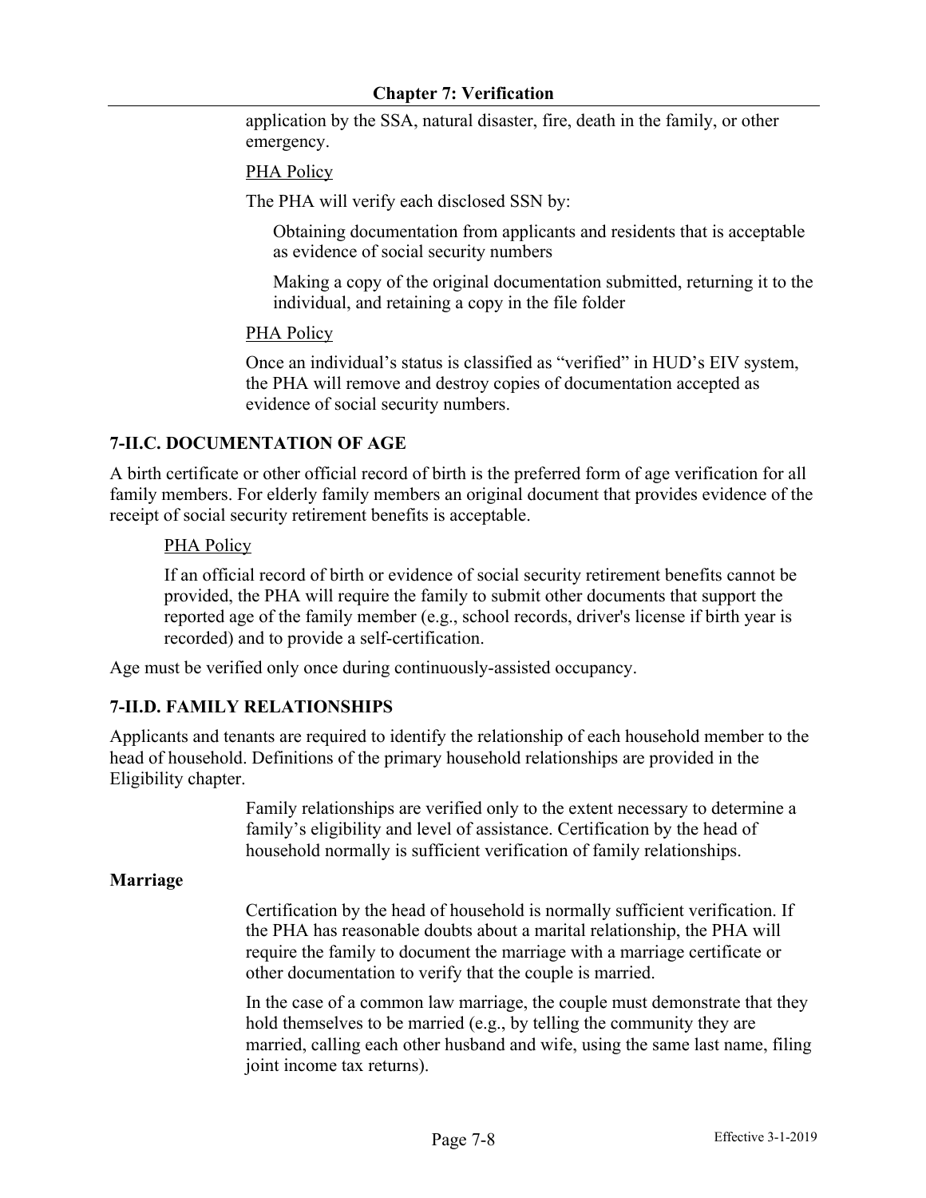application by the SSA, natural disaster, fire, death in the family, or other emergency.

PHA Policy

The PHA will verify each disclosed SSN by:

Obtaining documentation from applicants and residents that is acceptable as evidence of social security numbers

Making a copy of the original documentation submitted, returning it to the individual, and retaining a copy in the file folder

PHA Policy

Once an individual's status is classified as "verified" in HUD's EIV system, the PHA will remove and destroy copies of documentation accepted as evidence of social security numbers.

## 7-II.C. DOCUMENTATION OF AGE

A birth certificate or other official record of birth is the preferred form of age verification for all family members. For elderly family members an original document that provides evidence of the receipt of social security retirement benefits is acceptable.

PHA Policy

If an official record of birth or evidence of social security retirement benefits cannot be provided, the PHA will require the family to submit other documents that support the reported age of the family member (e.g., school records, driver's license if birth year is recorded) and to provide a self-certification.

Age must be verified only once during continuously-assisted occupancy.

## 7-II.D. FAMILY RELATIONSHIPS

Applicants and tenants are required to identify the relationship of each household member to the head of household. Definitions of the primary household relationships are provided in the Eligibility chapter.

Family relationships are verified only to the extent necessary to determine a family's eligibility and level of assistance. Certification by the head of household normally is sufficient verification of family relationships.

**Marriage**

Certification by the head of household is normally sufficient verification. If the PHA has reasonable doubts about a marital relationship, the PHA will require the family to document the marriage with a marriage certificate or other documentation to verify that the couple is married.

In the case of a common law marriage, the couple must demonstrate that they hold themselves to be married (e.g., by telling the community they are married, calling each other husband and wife, using the same last name, filing joint income tax returns).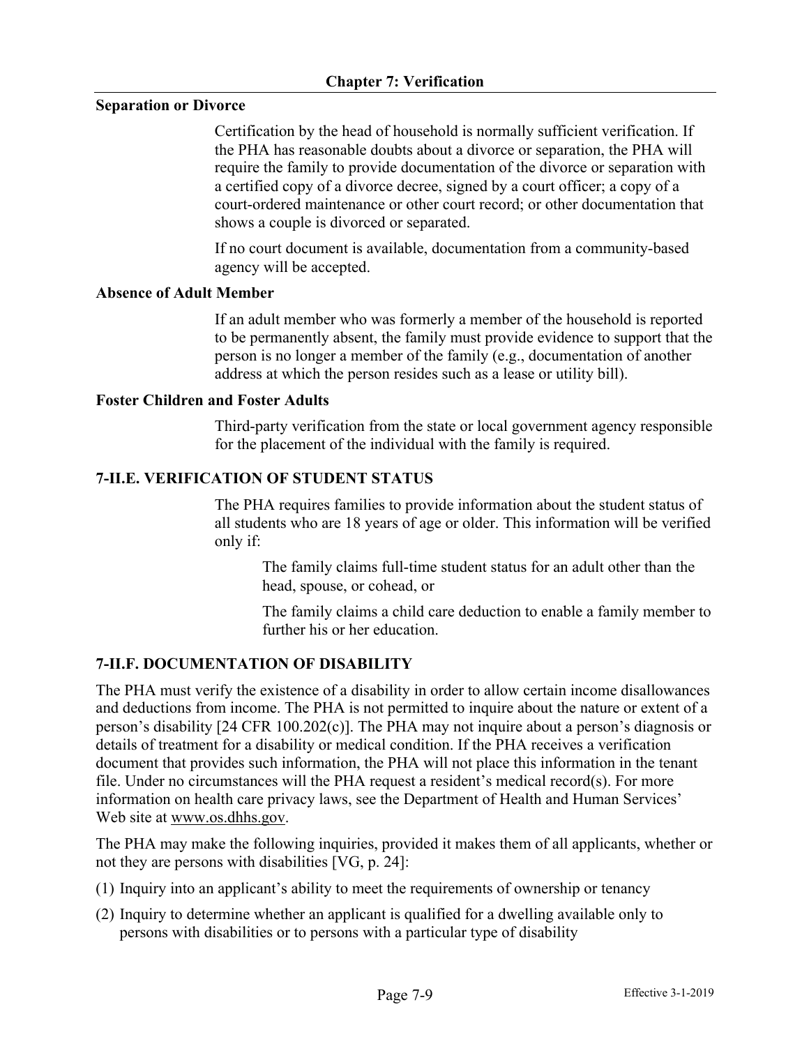**Separation or Divorce**

Certification by the head of household is normally sufficient verification. If the PHA has reasonable doubts about a divorce or separation, the PHA will require the family to provide documentation of the divorce or separation with a certified copy of a divorce decree, signed by a court officer; a copy of a court-ordered maintenance or other court record; or other documentation that shows a couple is divorced or separated.

If no court document is available, documentation from a community-based agency will be accepted.

**Absence of Adult Member**

If an adult member who was formerly a member of the household is reported to be permanently absent, the family must provide evidence to support that the person is no longer a member of the family (e.g., documentation of another address at which the person resides such as a lease or utility bill).

**Foster Children and Foster Adults**

Third-party verification from the state or local government agency responsible for the placement of the individual with the family is required.

## 7-II.E. VERIFICATION OF STUDENT STATUS

The PHA requires families to provide information about the student status of all students who are 18 years of age or older. This information will be verified only if:

> The family claims full-time student status for an adult other than the head, spouse, or cohead, or
>
> The family claims a child care deduction to enable a family member to further his or her education.

## 7-II.F. DOCUMENTATION OF DISABILITY

The PHA must verify the existence of a disability in order to allow certain income disallowances and deductions from income. The PHA is not permitted to inquire about the nature or extent of a person's disability [24 CFR 100.202(c)]. The PHA may not inquire about a person's diagnosis or details of treatment for a disability or medical condition. If the PHA receives a verification document that provides such information, the PHA will not place this information in the tenant file. Under no circumstances will the PHA request a resident's medical record(s). For more information on health care privacy laws, see the Department of Health and Human Services' Web site at www.os.dhhs.gov.

The PHA may make the following inquiries, provided it makes them of all applicants, whether or not they are persons with disabilities [VG, p. 24]:

(1) Inquiry into an applicant's ability to meet the requirements of ownership or tenancy

(2) Inquiry to determine whether an applicant is qualified for a dwelling available only to persons with disabilities or to persons with a particular type of disability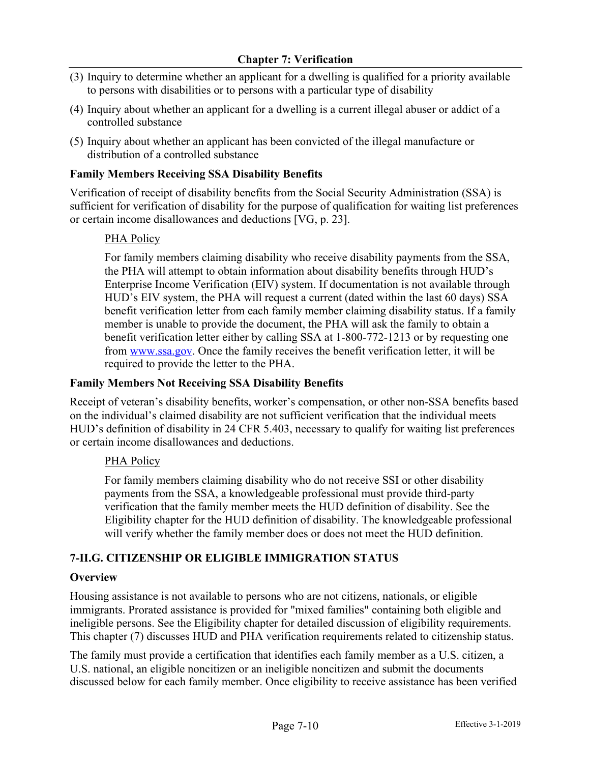(3) Inquiry to determine whether an applicant for a dwelling is qualified for a priority available to persons with disabilities or to persons with a particular type of disability

(4) Inquiry about whether an applicant for a dwelling is a current illegal abuser or addict of a controlled substance

(5) Inquiry about whether an applicant has been convicted of the illegal manufacture or distribution of a controlled substance

**Family Members Receiving SSA Disability Benefits**

Verification of receipt of disability benefits from the Social Security Administration (SSA) is sufficient for verification of disability for the purpose of qualification for waiting list preferences or certain income disallowances and deductions [VG, p. 23].

> PHA Policy
>
> For family members claiming disability who receive disability payments from the SSA, the PHA will attempt to obtain information about disability benefits through HUD's Enterprise Income Verification (EIV) system. If documentation is not available through HUD's EIV system, the PHA will request a current (dated within the last 60 days) SSA benefit verification letter from each family member claiming disability status. If a family member is unable to provide the document, the PHA will ask the family to obtain a benefit verification letter either by calling SSA at 1-800-772-1213 or by requesting one from www.ssa.gov. Once the family receives the benefit verification letter, it will be required to provide the letter to the PHA.

**Family Members Not Receiving SSA Disability Benefits**

Receipt of veteran's disability benefits, worker's compensation, or other non-SSA benefits based on the individual's claimed disability are not sufficient verification that the individual meets HUD's definition of disability in 24 CFR 5.403, necessary to qualify for waiting list preferences or certain income disallowances and deductions.

> PHA Policy
>
> For family members claiming disability who do not receive SSI or other disability payments from the SSA, a knowledgeable professional must provide third-party verification that the family member meets the HUD definition of disability. See the Eligibility chapter for the HUD definition of disability. The knowledgeable professional will verify whether the family member does or does not meet the HUD definition.

## 7-II.G. CITIZENSHIP OR ELIGIBLE IMMIGRATION STATUS

**Overview**

Housing assistance is not available to persons who are not citizens, nationals, or eligible immigrants. Prorated assistance is provided for "mixed families" containing both eligible and ineligible persons. See the Eligibility chapter for detailed discussion of eligibility requirements. This chapter (7) discusses HUD and PHA verification requirements related to citizenship status.

The family must provide a certification that identifies each family member as a U.S. citizen, a U.S. national, an eligible noncitizen or an ineligible noncitizen and submit the documents discussed below for each family member. Once eligibility to receive assistance has been verified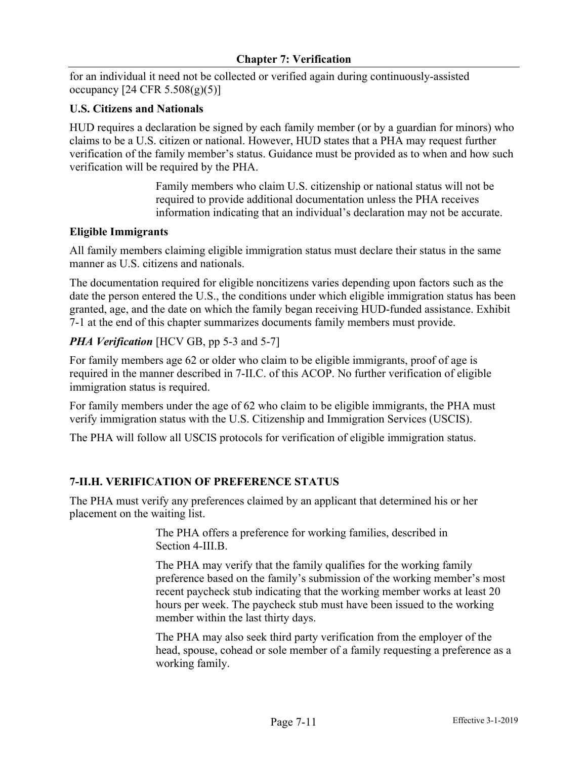for an individual it need not be collected or verified again during continuously-assisted occupancy [24 CFR 5.508(g)(5)]

**U.S. Citizens and Nationals**

HUD requires a declaration be signed by each family member (or by a guardian for minors) who claims to be a U.S. citizen or national. However, HUD states that a PHA may request further verification of the family member's status. Guidance must be provided as to when and how such verification will be required by the PHA.

> Family members who claim U.S. citizenship or national status will not be required to provide additional documentation unless the PHA receives information indicating that an individual's declaration may not be accurate.

**Eligible Immigrants**

All family members claiming eligible immigration status must declare their status in the same manner as U.S. citizens and nationals.

The documentation required for eligible noncitizens varies depending upon factors such as the date the person entered the U.S., the conditions under which eligible immigration status has been granted, age, and the date on which the family began receiving HUD-funded assistance. Exhibit 7-1 at the end of this chapter summarizes documents family members must provide.

***PHA Verification*** [HCV GB, pp 5-3 and 5-7]

For family members age 62 or older who claim to be eligible immigrants, proof of age is required in the manner described in 7-II.C. of this ACOP. No further verification of eligible immigration status is required.

For family members under the age of 62 who claim to be eligible immigrants, the PHA must verify immigration status with the U.S. Citizenship and Immigration Services (USCIS).

The PHA will follow all USCIS protocols for verification of eligible immigration status.

### 7-II.H. VERIFICATION OF PREFERENCE STATUS

The PHA must verify any preferences claimed by an applicant that determined his or her placement on the waiting list.

> The PHA offers a preference for working families, described in Section 4-III.B.
>
> The PHA may verify that the family qualifies for the working family preference based on the family's submission of the working member's most recent paycheck stub indicating that the working member works at least 20 hours per week. The paycheck stub must have been issued to the working member within the last thirty days.
>
> The PHA may also seek third party verification from the employer of the head, spouse, cohead or sole member of a family requesting a preference as a working family.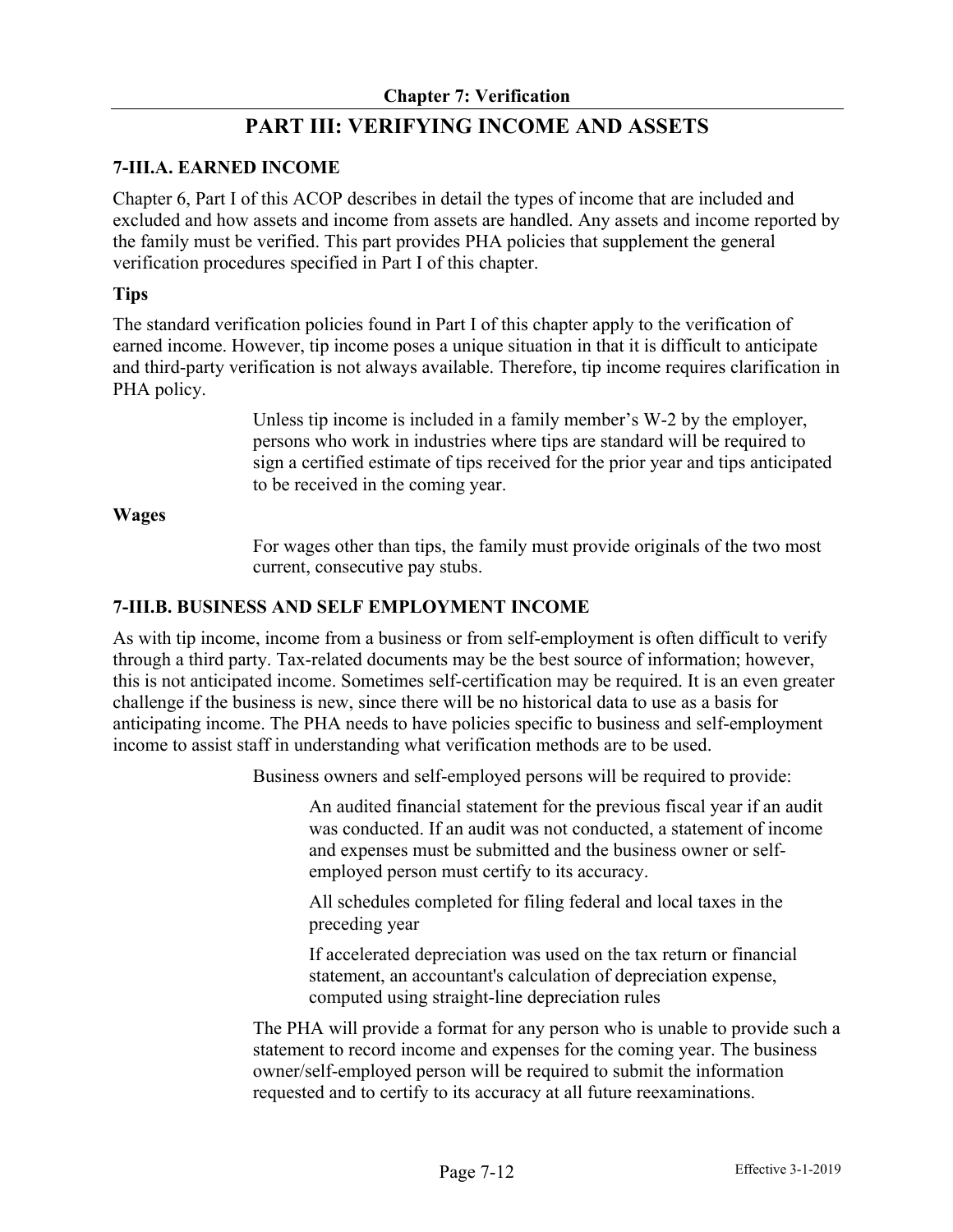## PART III: VERIFYING INCOME AND ASSETS

### 7-III.A. EARNED INCOME

Chapter 6, Part I of this ACOP describes in detail the types of income that are included and excluded and how assets and income from assets are handled. Any assets and income reported by the family must be verified. This part provides PHA policies that supplement the general verification procedures specified in Part I of this chapter.

**Tips**

The standard verification policies found in Part I of this chapter apply to the verification of earned income. However, tip income poses a unique situation in that it is difficult to anticipate and third-party verification is not always available. Therefore, tip income requires clarification in PHA policy.

> Unless tip income is included in a family member's W-2 by the employer, persons who work in industries where tips are standard will be required to sign a certified estimate of tips received for the prior year and tips anticipated to be received in the coming year.

**Wages**

> For wages other than tips, the family must provide originals of the two most current, consecutive pay stubs.

### 7-III.B. BUSINESS AND SELF EMPLOYMENT INCOME

As with tip income, income from a business or from self-employment is often difficult to verify through a third party. Tax-related documents may be the best source of information; however, this is not anticipated income. Sometimes self-certification may be required. It is an even greater challenge if the business is new, since there will be no historical data to use as a basis for anticipating income. The PHA needs to have policies specific to business and self-employment income to assist staff in understanding what verification methods are to be used.

> Business owners and self-employed persons will be required to provide:
>
> > An audited financial statement for the previous fiscal year if an audit was conducted. If an audit was not conducted, a statement of income and expenses must be submitted and the business owner or self-employed person must certify to its accuracy.
> >
> > All schedules completed for filing federal and local taxes in the preceding year
> >
> > If accelerated depreciation was used on the tax return or financial statement, an accountant's calculation of depreciation expense, computed using straight-line depreciation rules
>
> The PHA will provide a format for any person who is unable to provide such a statement to record income and expenses for the coming year. The business owner/self-employed person will be required to submit the information requested and to certify to its accuracy at all future reexaminations.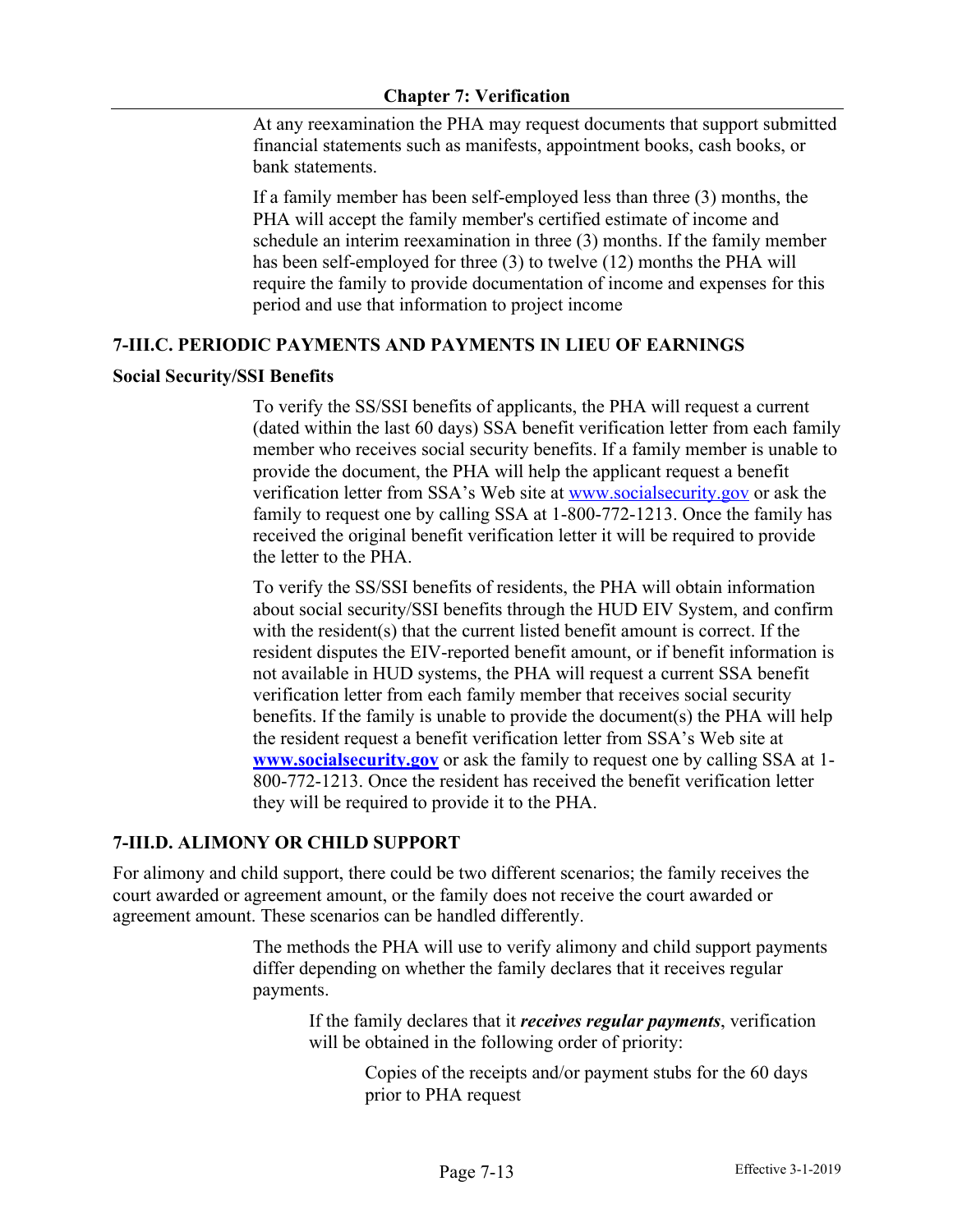At any reexamination the PHA may request documents that support submitted financial statements such as manifests, appointment books, cash books, or bank statements.

If a family member has been self-employed less than three (3) months, the PHA will accept the family member's certified estimate of income and schedule an interim reexamination in three (3) months. If the family member has been self-employed for three (3) to twelve (12) months the PHA will require the family to provide documentation of income and expenses for this period and use that information to project income

## 7-III.C. PERIODIC PAYMENTS AND PAYMENTS IN LIEU OF EARNINGS

### Social Security/SSI Benefits

To verify the SS/SSI benefits of applicants, the PHA will request a current (dated within the last 60 days) SSA benefit verification letter from each family member who receives social security benefits. If a family member is unable to provide the document, the PHA will help the applicant request a benefit verification letter from SSA's Web site at www.socialsecurity.gov or ask the family to request one by calling SSA at 1-800-772-1213. Once the family has received the original benefit verification letter it will be required to provide the letter to the PHA.

To verify the SS/SSI benefits of residents, the PHA will obtain information about social security/SSI benefits through the HUD EIV System, and confirm with the resident(s) that the current listed benefit amount is correct. If the resident disputes the EIV-reported benefit amount, or if benefit information is not available in HUD systems, the PHA will request a current SSA benefit verification letter from each family member that receives social security benefits. If the family is unable to provide the document(s) the PHA will help the resident request a benefit verification letter from SSA's Web site at **www.socialsecurity.gov** or ask the family to request one by calling SSA at 1-800-772-1213. Once the resident has received the benefit verification letter they will be required to provide it to the PHA.

## 7-III.D. ALIMONY OR CHILD SUPPORT

For alimony and child support, there could be two different scenarios; the family receives the court awarded or agreement amount, or the family does not receive the court awarded or agreement amount. These scenarios can be handled differently.

The methods the PHA will use to verify alimony and child support payments differ depending on whether the family declares that it receives regular payments.

If the family declares that it ***receives regular payments***, verification will be obtained in the following order of priority:

Copies of the receipts and/or payment stubs for the 60 days prior to PHA request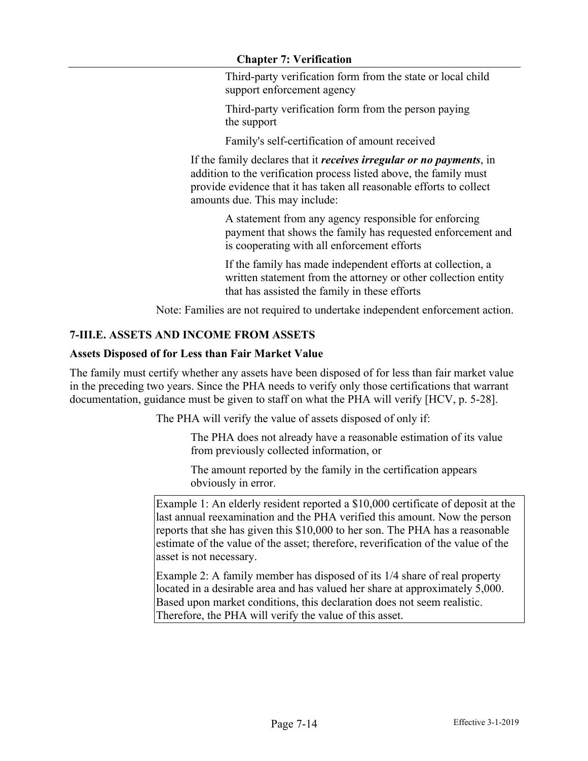Third-party verification form from the state or local child support enforcement agency

Third-party verification form from the person paying the support

Family's self-certification of amount received

If the family declares that it ***receives irregular or no payments***, in addition to the verification process listed above, the family must provide evidence that it has taken all reasonable efforts to collect amounts due. This may include:

A statement from any agency responsible for enforcing payment that shows the family has requested enforcement and is cooperating with all enforcement efforts

If the family has made independent efforts at collection, a written statement from the attorney or other collection entity that has assisted the family in these efforts

Note: Families are not required to undertake independent enforcement action.

## 7-III.E. ASSETS AND INCOME FROM ASSETS

### Assets Disposed of for Less than Fair Market Value

The family must certify whether any assets have been disposed of for less than fair market value in the preceding two years. Since the PHA needs to verify only those certifications that warrant documentation, guidance must be given to staff on what the PHA will verify [HCV, p. 5-28].

The PHA will verify the value of assets disposed of only if:

The PHA does not already have a reasonable estimation of its value from previously collected information, or

The amount reported by the family in the certification appears obviously in error.

> Example 1: An elderly resident reported a $10,000 certificate of deposit at the last annual reexamination and the PHA verified this amount. Now the person reports that she has given this $10,000 to her son. The PHA has a reasonable estimate of the value of the asset; therefore, reverification of the value of the asset is not necessary.
>
> Example 2: A family member has disposed of its 1/4 share of real property located in a desirable area and has valued her share at approximately 5,000. Based upon market conditions, this declaration does not seem realistic. Therefore, the PHA will verify the value of this asset.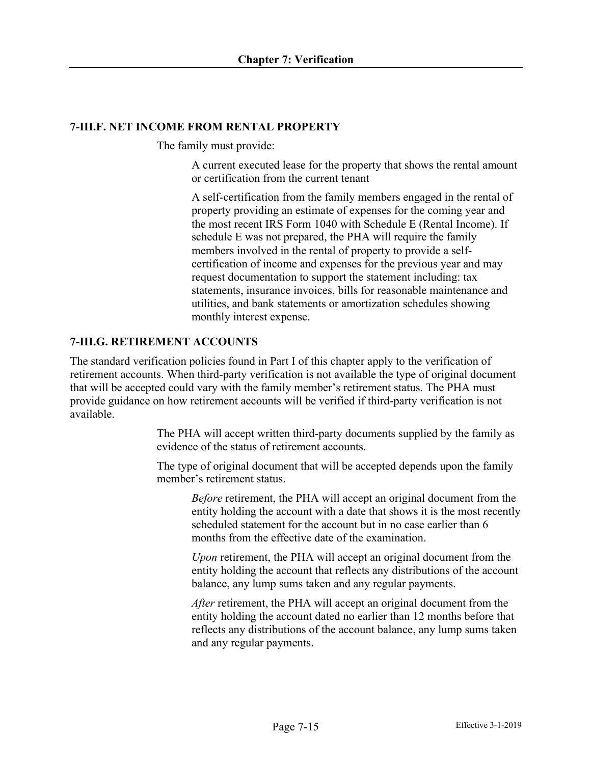### 7-III.F. NET INCOME FROM RENTAL PROPERTY

The family must provide:

A current executed lease for the property that shows the rental amount or certification from the current tenant

A self-certification from the family members engaged in the rental of property providing an estimate of expenses for the coming year and the most recent IRS Form 1040 with Schedule E (Rental Income). If schedule E was not prepared, the PHA will require the family members involved in the rental of property to provide a self-certification of income and expenses for the previous year and may request documentation to support the statement including: tax statements, insurance invoices, bills for reasonable maintenance and utilities, and bank statements or amortization schedules showing monthly interest expense.

### 7-III.G. RETIREMENT ACCOUNTS

The standard verification policies found in Part I of this chapter apply to the verification of retirement accounts. When third-party verification is not available the type of original document that will be accepted could vary with the family member's retirement status. The PHA must provide guidance on how retirement accounts will be verified if third-party verification is not available.

The PHA will accept written third-party documents supplied by the family as evidence of the status of retirement accounts.

The type of original document that will be accepted depends upon the family member's retirement status.

*Before* retirement, the PHA will accept an original document from the entity holding the account with a date that shows it is the most recently scheduled statement for the account but in no case earlier than 6 months from the effective date of the examination.

*Upon* retirement, the PHA will accept an original document from the entity holding the account that reflects any distributions of the account balance, any lump sums taken and any regular payments.

*After* retirement, the PHA will accept an original document from the entity holding the account dated no earlier than 12 months before that reflects any distributions of the account balance, any lump sums taken and any regular payments.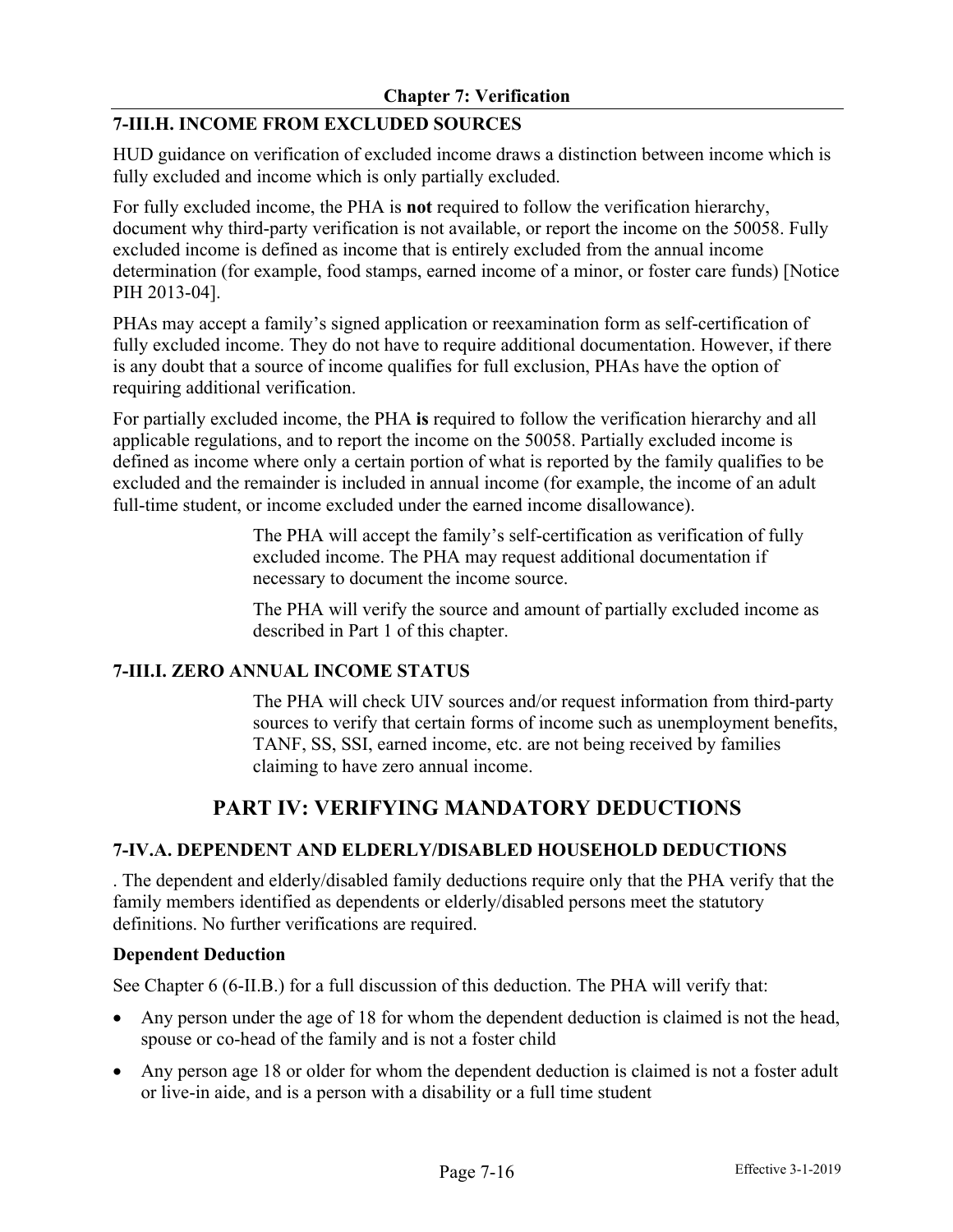## 7-III.H. INCOME FROM EXCLUDED SOURCES

HUD guidance on verification of excluded income draws a distinction between income which is fully excluded and income which is only partially excluded.

For fully excluded income, the PHA is **not** required to follow the verification hierarchy, document why third-party verification is not available, or report the income on the 50058. Fully excluded income is defined as income that is entirely excluded from the annual income determination (for example, food stamps, earned income of a minor, or foster care funds) [Notice PIH 2013-04].

PHAs may accept a family's signed application or reexamination form as self-certification of fully excluded income. They do not have to require additional documentation. However, if there is any doubt that a source of income qualifies for full exclusion, PHAs have the option of requiring additional verification.

For partially excluded income, the PHA **is** required to follow the verification hierarchy and all applicable regulations, and to report the income on the 50058. Partially excluded income is defined as income where only a certain portion of what is reported by the family qualifies to be excluded and the remainder is included in annual income (for example, the income of an adult full-time student, or income excluded under the earned income disallowance).

> The PHA will accept the family's self-certification as verification of fully excluded income. The PHA may request additional documentation if necessary to document the income source.
>
> The PHA will verify the source and amount of partially excluded income as described in Part 1 of this chapter.

## 7-III.I. ZERO ANNUAL INCOME STATUS

> The PHA will check UIV sources and/or request information from third-party sources to verify that certain forms of income such as unemployment benefits, TANF, SS, SSI, earned income, etc. are not being received by families claiming to have zero annual income.

# PART IV: VERIFYING MANDATORY DEDUCTIONS

## 7-IV.A. DEPENDENT AND ELDERLY/DISABLED HOUSEHOLD DEDUCTIONS

. The dependent and elderly/disabled family deductions require only that the PHA verify that the family members identified as dependents or elderly/disabled persons meet the statutory definitions. No further verifications are required.

**Dependent Deduction**

See Chapter 6 (6-II.B.) for a full discussion of this deduction. The PHA will verify that:

- Any person under the age of 18 for whom the dependent deduction is claimed is not the head, spouse or co-head of the family and is not a foster child
- Any person age 18 or older for whom the dependent deduction is claimed is not a foster adult or live-in aide, and is a person with a disability or a full time student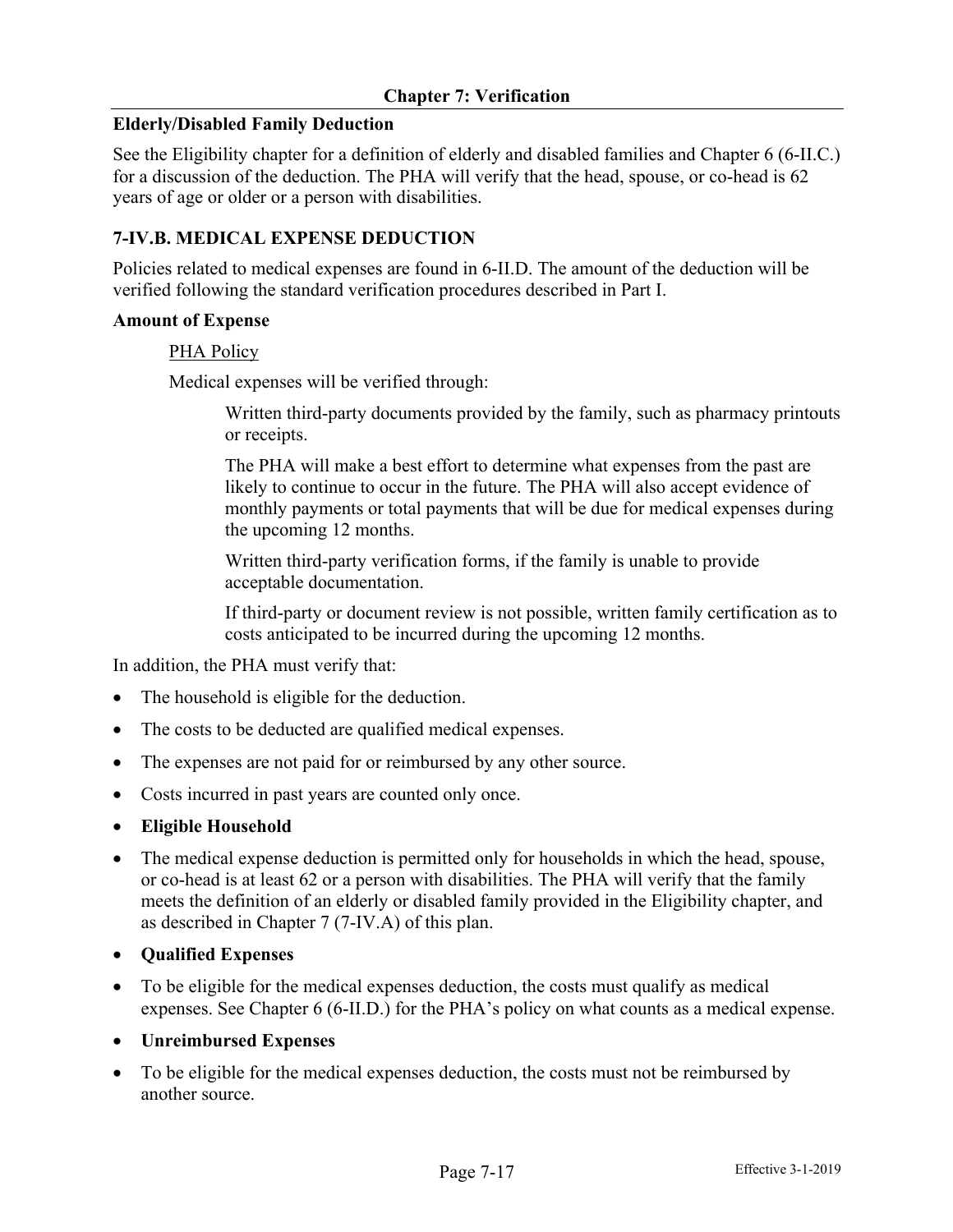**Elderly/Disabled Family Deduction**

See the Eligibility chapter for a definition of elderly and disabled families and Chapter 6 (6-II.C.) for a discussion of the deduction. The PHA will verify that the head, spouse, or co-head is 62 years of age or older or a person with disabilities.

### 7-IV.B. MEDICAL EXPENSE DEDUCTION

Policies related to medical expenses are found in 6-II.D. The amount of the deduction will be verified following the standard verification procedures described in Part I.

**Amount of Expense**

PHA Policy

Medical expenses will be verified through:

Written third-party documents provided by the family, such as pharmacy printouts or receipts.

The PHA will make a best effort to determine what expenses from the past are likely to continue to occur in the future. The PHA will also accept evidence of monthly payments or total payments that will be due for medical expenses during the upcoming 12 months.

Written third-party verification forms, if the family is unable to provide acceptable documentation.

If third-party or document review is not possible, written family certification as to costs anticipated to be incurred during the upcoming 12 months.

In addition, the PHA must verify that:

- The household is eligible for the deduction.
- The costs to be deducted are qualified medical expenses.
- The expenses are not paid for or reimbursed by any other source.
- Costs incurred in past years are counted only once.
- **Eligible Household**
- The medical expense deduction is permitted only for households in which the head, spouse, or co-head is at least 62 or a person with disabilities. The PHA will verify that the family meets the definition of an elderly or disabled family provided in the Eligibility chapter, and as described in Chapter 7 (7-IV.A) of this plan.
- **Qualified Expenses**
- To be eligible for the medical expenses deduction, the costs must qualify as medical expenses. See Chapter 6 (6-II.D.) for the PHA's policy on what counts as a medical expense.
- **Unreimbursed Expenses**
- To be eligible for the medical expenses deduction, the costs must not be reimbursed by another source.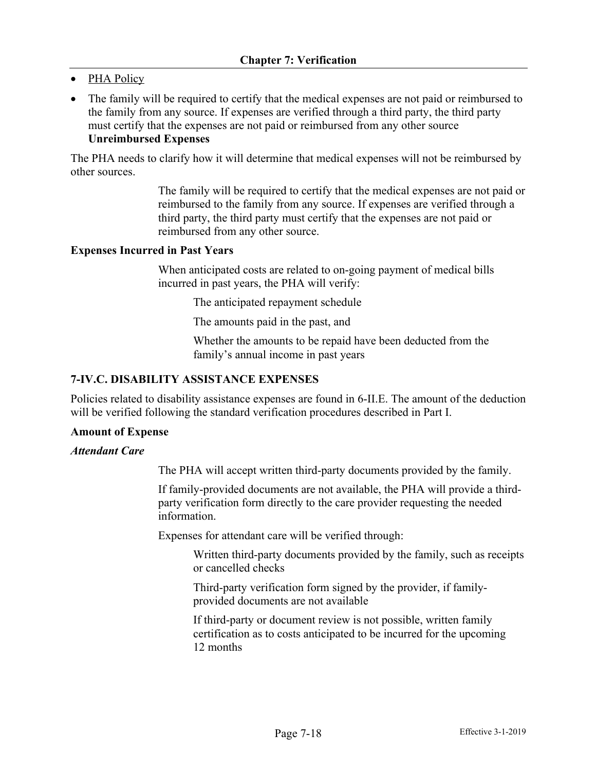- PHA Policy
- The family will be required to certify that the medical expenses are not paid or reimbursed to the family from any source. If expenses are verified through a third party, the third party must certify that the expenses are not paid or reimbursed from any other source
**Unreimbursed Expenses**

The PHA needs to clarify how it will determine that medical expenses will not be reimbursed by other sources.

> The family will be required to certify that the medical expenses are not paid or reimbursed to the family from any source. If expenses are verified through a third party, the third party must certify that the expenses are not paid or reimbursed from any other source.

**Expenses Incurred in Past Years**

> When anticipated costs are related to on-going payment of medical bills incurred in past years, the PHA will verify:
>
> > The anticipated repayment schedule
> >
> > The amounts paid in the past, and
> >
> > Whether the amounts to be repaid have been deducted from the family's annual income in past years

## 7-IV.C. DISABILITY ASSISTANCE EXPENSES

Policies related to disability assistance expenses are found in 6-II.E. The amount of the deduction will be verified following the standard verification procedures described in Part I.

**Amount of Expense**

***Attendant Care***

> The PHA will accept written third-party documents provided by the family.
>
> If family-provided documents are not available, the PHA will provide a third-party verification form directly to the care provider requesting the needed information.
>
> Expenses for attendant care will be verified through:
>
> > Written third-party documents provided by the family, such as receipts or cancelled checks
> >
> > Third-party verification form signed by the provider, if family-provided documents are not available
> >
> > If third-party or document review is not possible, written family certification as to costs anticipated to be incurred for the upcoming 12 months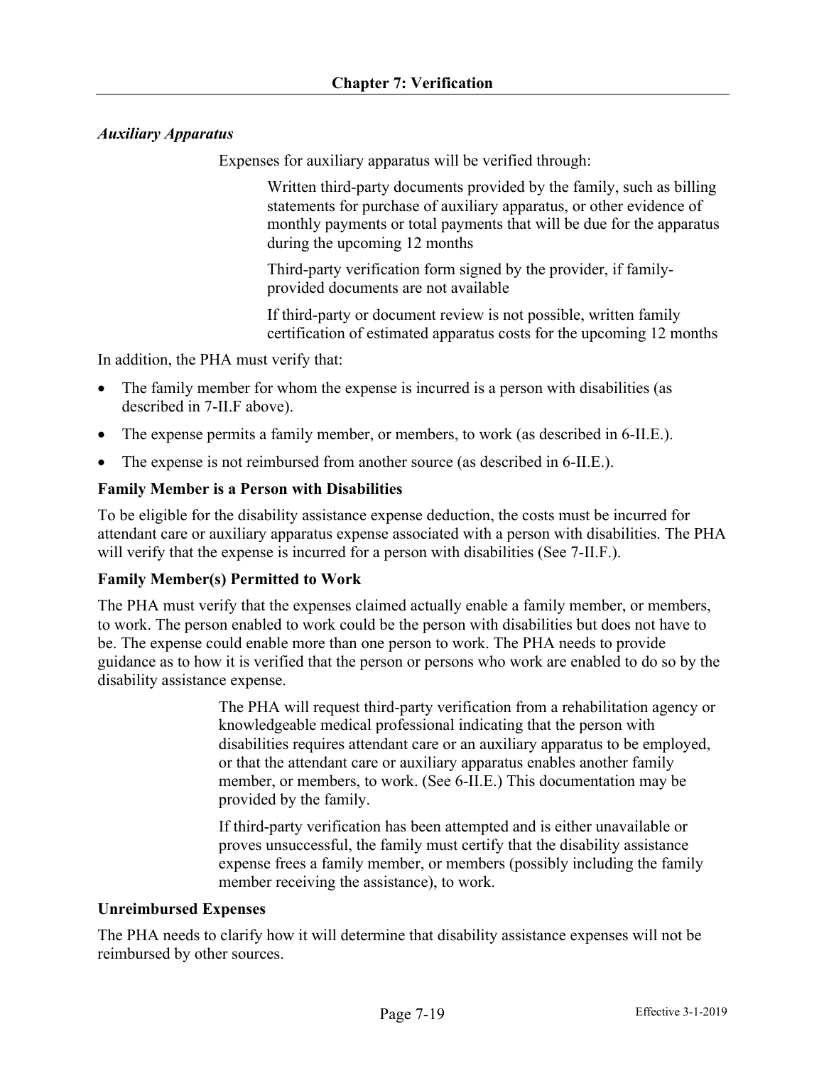*Auxiliary Apparatus*

Expenses for auxiliary apparatus will be verified through:

Written third-party documents provided by the family, such as billing statements for purchase of auxiliary apparatus, or other evidence of monthly payments or total payments that will be due for the apparatus during the upcoming 12 months

Third-party verification form signed by the provider, if family-provided documents are not available

If third-party or document review is not possible, written family certification of estimated apparatus costs for the upcoming 12 months

In addition, the PHA must verify that:

- The family member for whom the expense is incurred is a person with disabilities (as described in 7-II.F above).
- The expense permits a family member, or members, to work (as described in 6-II.E.).
- The expense is not reimbursed from another source (as described in 6-II.E.).

**Family Member is a Person with Disabilities**

To be eligible for the disability assistance expense deduction, the costs must be incurred for attendant care or auxiliary apparatus expense associated with a person with disabilities. The PHA will verify that the expense is incurred for a person with disabilities (See 7-II.F.).

**Family Member(s) Permitted to Work**

The PHA must verify that the expenses claimed actually enable a family member, or members, to work. The person enabled to work could be the person with disabilities but does not have to be. The expense could enable more than one person to work. The PHA needs to provide guidance as to how it is verified that the person or persons who work are enabled to do so by the disability assistance expense.

The PHA will request third-party verification from a rehabilitation agency or knowledgeable medical professional indicating that the person with disabilities requires attendant care or an auxiliary apparatus to be employed, or that the attendant care or auxiliary apparatus enables another family member, or members, to work. (See 6-II.E.) This documentation may be provided by the family.

If third-party verification has been attempted and is either unavailable or proves unsuccessful, the family must certify that the disability assistance expense frees a family member, or members (possibly including the family member receiving the assistance), to work.

**Unreimbursed Expenses**

The PHA needs to clarify how it will determine that disability assistance expenses will not be reimbursed by other sources.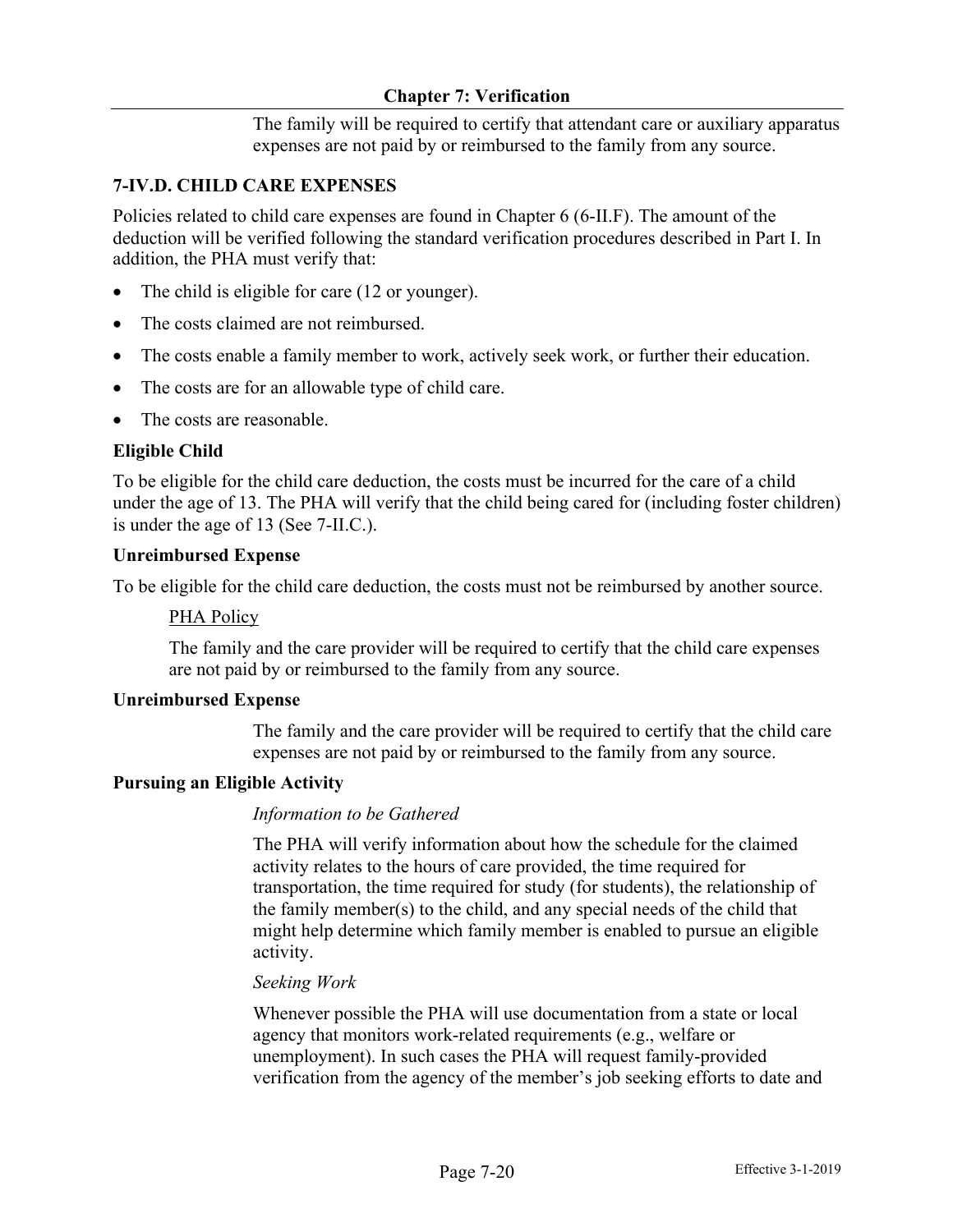The family will be required to certify that attendant care or auxiliary apparatus expenses are not paid by or reimbursed to the family from any source.

### 7-IV.D. CHILD CARE EXPENSES

Policies related to child care expenses are found in Chapter 6 (6-II.F). The amount of the deduction will be verified following the standard verification procedures described in Part I. In addition, the PHA must verify that:

- The child is eligible for care (12 or younger).
- The costs claimed are not reimbursed.
- The costs enable a family member to work, actively seek work, or further their education.
- The costs are for an allowable type of child care.
- The costs are reasonable.

**Eligible Child**

To be eligible for the child care deduction, the costs must be incurred for the care of a child under the age of 13. The PHA will verify that the child being cared for (including foster children) is under the age of 13 (See 7-II.C.).

**Unreimbursed Expense**

To be eligible for the child care deduction, the costs must not be reimbursed by another source.

PHA Policy

The family and the care provider will be required to certify that the child care expenses are not paid by or reimbursed to the family from any source.

**Unreimbursed Expense**

The family and the care provider will be required to certify that the child care expenses are not paid by or reimbursed to the family from any source.

**Pursuing an Eligible Activity**

*Information to be Gathered*

The PHA will verify information about how the schedule for the claimed activity relates to the hours of care provided, the time required for transportation, the time required for study (for students), the relationship of the family member(s) to the child, and any special needs of the child that might help determine which family member is enabled to pursue an eligible activity.

*Seeking Work*

Whenever possible the PHA will use documentation from a state or local agency that monitors work-related requirements (e.g., welfare or unemployment). In such cases the PHA will request family-provided verification from the agency of the member's job seeking efforts to date and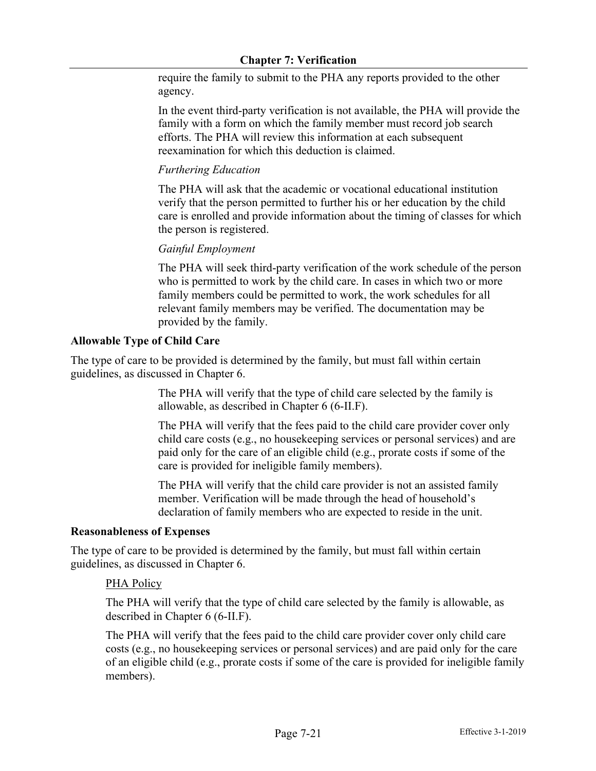require the family to submit to the PHA any reports provided to the other agency.

In the event third-party verification is not available, the PHA will provide the family with a form on which the family member must record job search efforts. The PHA will review this information at each subsequent reexamination for which this deduction is claimed.

*Furthering Education*

The PHA will ask that the academic or vocational educational institution verify that the person permitted to further his or her education by the child care is enrolled and provide information about the timing of classes for which the person is registered.

*Gainful Employment*

The PHA will seek third-party verification of the work schedule of the person who is permitted to work by the child care. In cases in which two or more family members could be permitted to work, the work schedules for all relevant family members may be verified. The documentation may be provided by the family.

**Allowable Type of Child Care**

The type of care to be provided is determined by the family, but must fall within certain guidelines, as discussed in Chapter 6.

The PHA will verify that the type of child care selected by the family is allowable, as described in Chapter 6 (6-II.F).

The PHA will verify that the fees paid to the child care provider cover only child care costs (e.g., no housekeeping services or personal services) and are paid only for the care of an eligible child (e.g., prorate costs if some of the care is provided for ineligible family members).

The PHA will verify that the child care provider is not an assisted family member. Verification will be made through the head of household's declaration of family members who are expected to reside in the unit.

**Reasonableness of Expenses**

The type of care to be provided is determined by the family, but must fall within certain guidelines, as discussed in Chapter 6.

PHA Policy

The PHA will verify that the type of child care selected by the family is allowable, as described in Chapter 6 (6-II.F).

The PHA will verify that the fees paid to the child care provider cover only child care costs (e.g., no housekeeping services or personal services) and are paid only for the care of an eligible child (e.g., prorate costs if some of the care is provided for ineligible family members).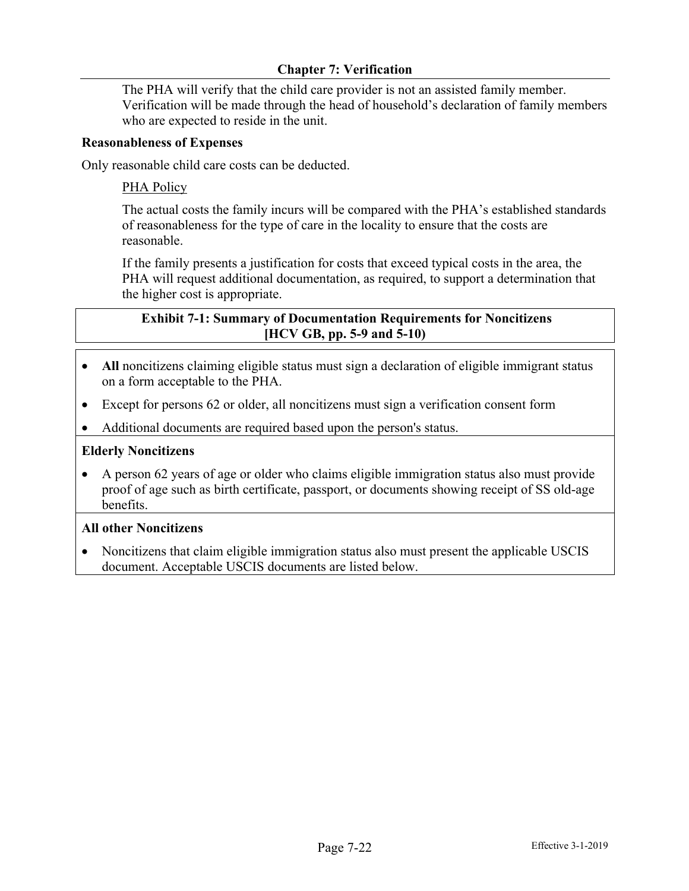The PHA will verify that the child care provider is not an assisted family member. Verification will be made through the head of household's declaration of family members who are expected to reside in the unit.

**Reasonableness of Expenses**

Only reasonable child care costs can be deducted.

PHA Policy

The actual costs the family incurs will be compared with the PHA's established standards of reasonableness for the type of care in the locality to ensure that the costs are reasonable.

If the family presents a justification for costs that exceed typical costs in the area, the PHA will request additional documentation, as required, to support a determination that the higher cost is appropriate.

**Exhibit 7-1: Summary of Documentation Requirements for Noncitizens [HCV GB, pp. 5-9 and 5-10)**

- **All** noncitizens claiming eligible status must sign a declaration of eligible immigrant status on a form acceptable to the PHA.
- Except for persons 62 or older, all noncitizens must sign a verification consent form
- Additional documents are required based upon the person's status.

**Elderly Noncitizens**

- A person 62 years of age or older who claims eligible immigration status also must provide proof of age such as birth certificate, passport, or documents showing receipt of SS old-age benefits.

**All other Noncitizens**

- Noncitizens that claim eligible immigration status also must present the applicable USCIS document. Acceptable USCIS documents are listed below.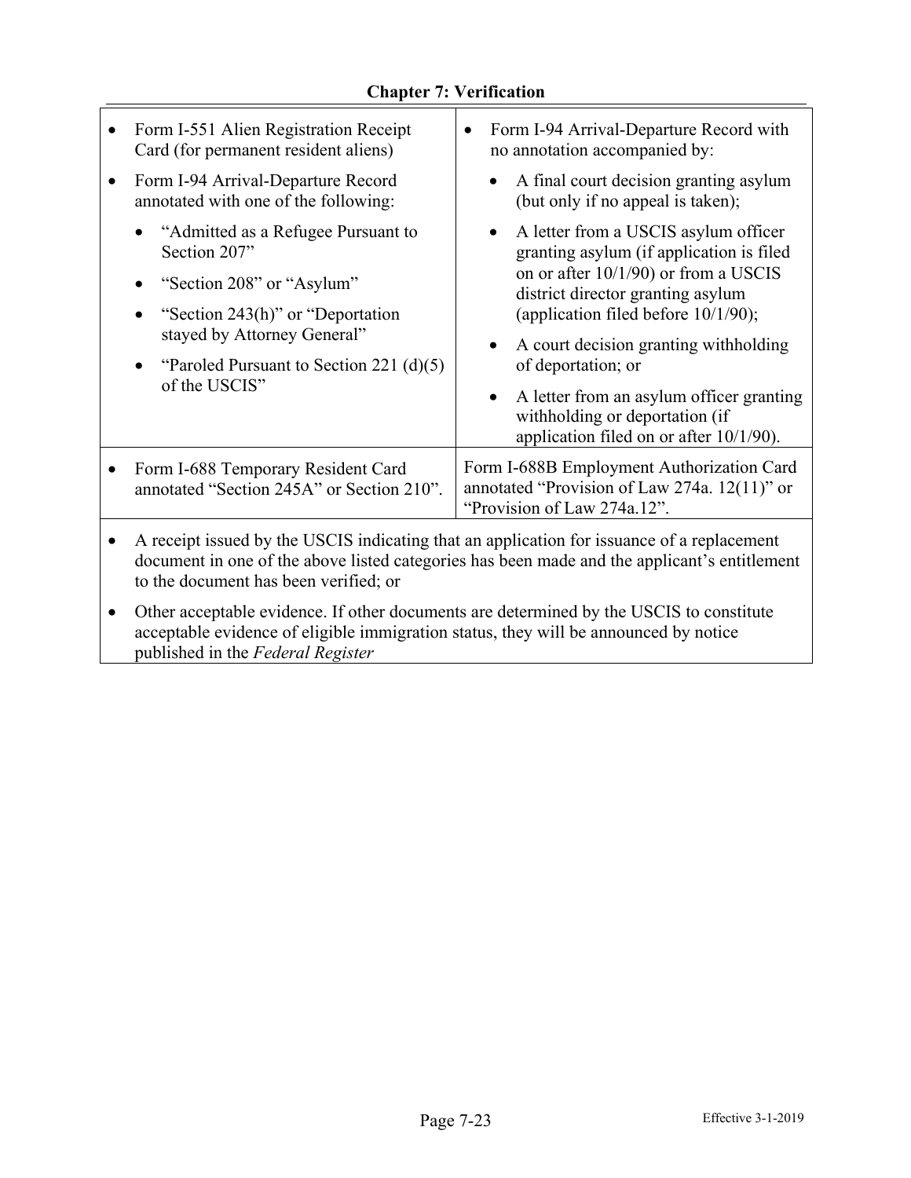|  |  |
|---|---|
| • Form I-551 Alien Registration Receipt Card (for permanent resident aliens)<br>• Form I-94 Arrival-Departure Record annotated with one of the following:<br>&nbsp;&nbsp;• "Admitted as a Refugee Pursuant to Section 207"<br>&nbsp;&nbsp;• "Section 208" or "Asylum"<br>&nbsp;&nbsp;• "Section 243(h)" or "Deportation stayed by Attorney General"<br>&nbsp;&nbsp;• "Paroled Pursuant to Section 221 (d)(5) of the USCIS" | • Form I-94 Arrival-Departure Record with no annotation accompanied by:<br>&nbsp;&nbsp;• A final court decision granting asylum (but only if no appeal is taken);<br>&nbsp;&nbsp;• A letter from a USCIS asylum officer granting asylum (if application is filed on or after 10/1/90) or from a USCIS district director granting asylum (application filed before 10/1/90);<br>&nbsp;&nbsp;• A court decision granting withholding of deportation; or<br>&nbsp;&nbsp;• A letter from an asylum officer granting withholding or deportation (if application filed on or after 10/1/90). |
| • Form I-688 Temporary Resident Card annotated "Section 245A" or Section 210". | Form I-688B Employment Authorization Card annotated "Provision of Law 274a. 12(11)" or "Provision of Law 274a.12". |
| • A receipt issued by the USCIS indicating that an application for issuance of a replacement document in one of the above listed categories has been made and the applicant's entitlement to the document has been verified; or<br>• Other acceptable evidence. If other documents are determined by the USCIS to constitute acceptable evidence of eligible immigration status, they will be announced by notice published in the *Federal Register* | |